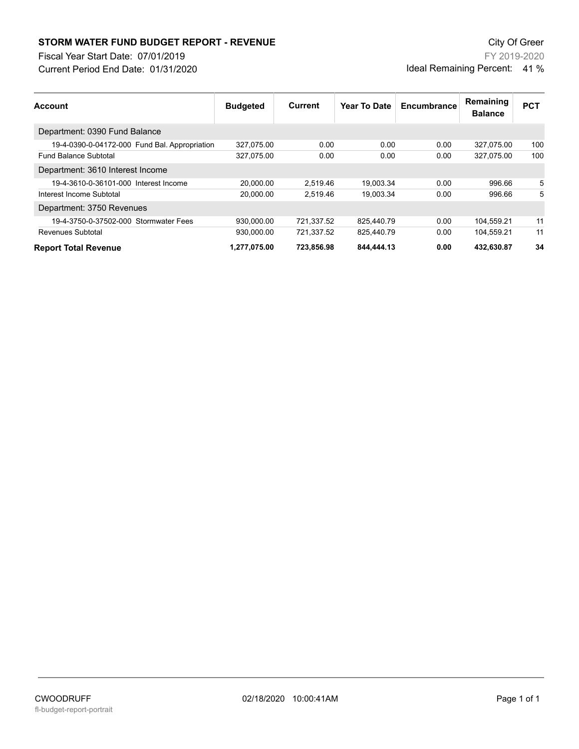# STORM WATER FUND BUDGET REPORT - REVENUE

Fiscal Year Start Date: 07/01/2019

Current Period End Date: 01/31/2020

City Of Greer

FY 2019-2020

Ideal Remaining Percent: 41 %

| Account | Budgeted | Current | Year To Date | Encumbrance | Remaining Balance | PCT |
|---|---|---|---|---|---|---|
| Department: 0390 Fund Balance | | | | | | |
| 19-4-0390-0-04172-000 Fund Bal. Appropriation | 327,075.00 | 0.00 | 0.00 | 0.00 | 327,075.00 | 100 |
| Fund Balance Subtotal | 327,075.00 | 0.00 | 0.00 | 0.00 | 327,075.00 | 100 |
| Department: 3610 Interest Income | | | | | | |
| 19-4-3610-0-36101-000 Interest Income | 20,000.00 | 2,519.46 | 19,003.34 | 0.00 | 996.66 | 5 |
| Interest Income Subtotal | 20,000.00 | 2,519.46 | 19,003.34 | 0.00 | 996.66 | 5 |
| Department: 3750 Revenues | | | | | | |
| 19-4-3750-0-37502-000 Stormwater Fees | 930,000.00 | 721,337.52 | 825,440.79 | 0.00 | 104,559.21 | 11 |
| Revenues Subtotal | 930,000.00 | 721,337.52 | 825,440.79 | 0.00 | 104,559.21 | 11 |
| **Report Total Revenue** | **1,277,075.00** | **723,856.98** | **844,444.13** | **0.00** | **432,630.87** | **34** |

CWOODRUFF 02/18/2020 10:00:41AM

fl-budget-report-portrait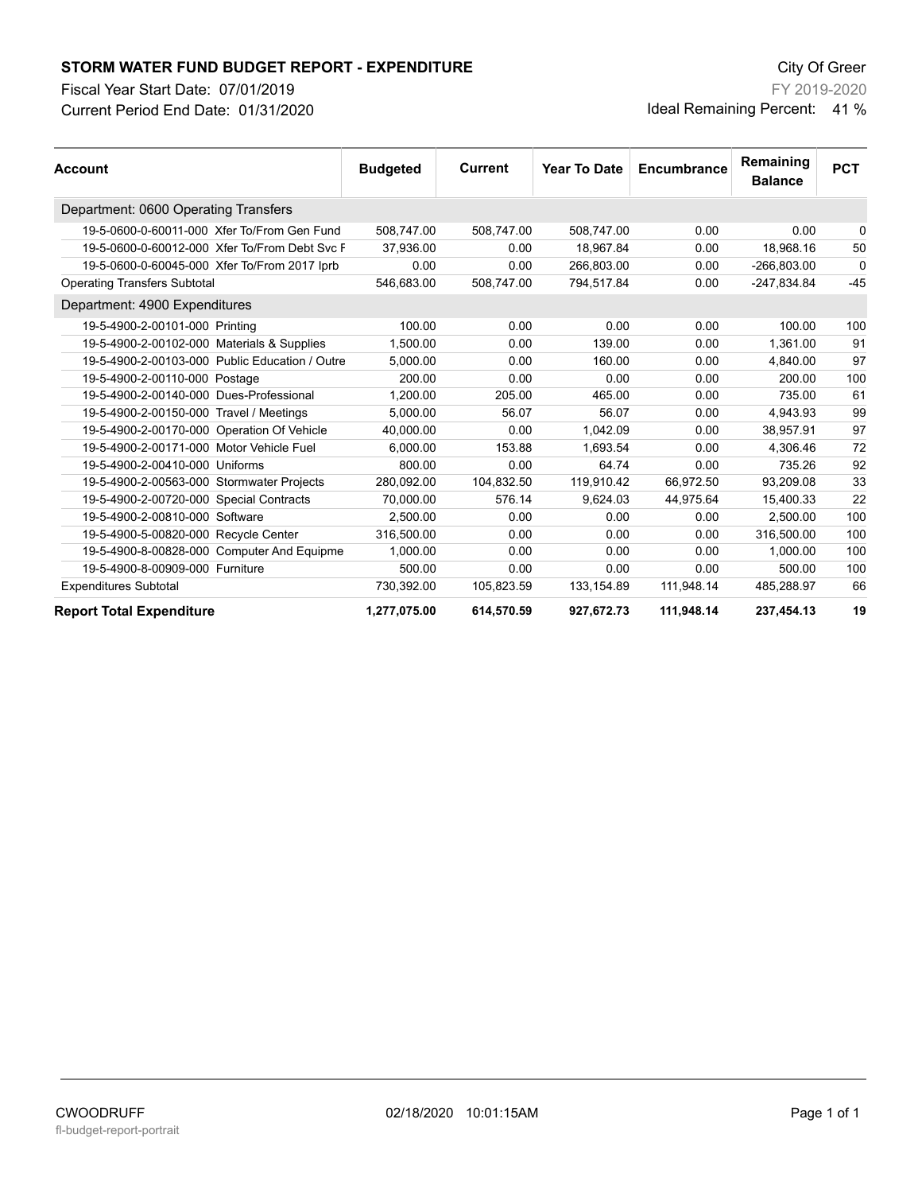**STORM WATER FUND BUDGET REPORT - EXPENDITURE**

City Of Greer

Fiscal Year Start Date: 07/01/2019

FY 2019-2020

Current Period End Date: 01/31/2020

Ideal Remaining Percent: 41 %

| Account | Budgeted | Current | Year To Date | Encumbrance | Remaining Balance | PCT |
|---|---|---|---|---|---|---|
| Department: 0600 Operating Transfers | | | | | | |
| 19-5-0600-0-60011-000 Xfer To/From Gen Fund | 508,747.00 | 508,747.00 | 508,747.00 | 0.00 | 0.00 | 0 |
| 19-5-0600-0-60012-000 Xfer To/From Debt Svc F | 37,936.00 | 0.00 | 18,967.84 | 0.00 | 18,968.16 | 50 |
| 19-5-0600-0-60045-000 Xfer To/From 2017 Iprb | 0.00 | 0.00 | 266,803.00 | 0.00 | -266,803.00 | 0 |
| Operating Transfers Subtotal | 546,683.00 | 508,747.00 | 794,517.84 | 0.00 | -247,834.84 | -45 |
| Department: 4900 Expenditures | | | | | | |
| 19-5-4900-2-00101-000 Printing | 100.00 | 0.00 | 0.00 | 0.00 | 100.00 | 100 |
| 19-5-4900-2-00102-000 Materials & Supplies | 1,500.00 | 0.00 | 139.00 | 0.00 | 1,361.00 | 91 |
| 19-5-4900-2-00103-000 Public Education / Outre | 5,000.00 | 0.00 | 160.00 | 0.00 | 4,840.00 | 97 |
| 19-5-4900-2-00110-000 Postage | 200.00 | 0.00 | 0.00 | 0.00 | 200.00 | 100 |
| 19-5-4900-2-00140-000 Dues-Professional | 1,200.00 | 205.00 | 465.00 | 0.00 | 735.00 | 61 |
| 19-5-4900-2-00150-000 Travel / Meetings | 5,000.00 | 56.07 | 56.07 | 0.00 | 4,943.93 | 99 |
| 19-5-4900-2-00170-000 Operation Of Vehicle | 40,000.00 | 0.00 | 1,042.09 | 0.00 | 38,957.91 | 97 |
| 19-5-4900-2-00171-000 Motor Vehicle Fuel | 6,000.00 | 153.88 | 1,693.54 | 0.00 | 4,306.46 | 72 |
| 19-5-4900-2-00410-000 Uniforms | 800.00 | 0.00 | 64.74 | 0.00 | 735.26 | 92 |
| 19-5-4900-2-00563-000 Stormwater Projects | 280,092.00 | 104,832.50 | 119,910.42 | 66,972.50 | 93,209.08 | 33 |
| 19-5-4900-2-00720-000 Special Contracts | 70,000.00 | 576.14 | 9,624.03 | 44,975.64 | 15,400.33 | 22 |
| 19-5-4900-2-00810-000 Software | 2,500.00 | 0.00 | 0.00 | 0.00 | 2,500.00 | 100 |
| 19-5-4900-5-00820-000 Recycle Center | 316,500.00 | 0.00 | 0.00 | 0.00 | 316,500.00 | 100 |
| 19-5-4900-8-00828-000 Computer And Equipme | 1,000.00 | 0.00 | 0.00 | 0.00 | 1,000.00 | 100 |
| 19-5-4900-8-00909-000 Furniture | 500.00 | 0.00 | 0.00 | 0.00 | 500.00 | 100 |
| Expenditures Subtotal | 730,392.00 | 105,823.59 | 133,154.89 | 111,948.14 | 485,288.97 | 66 |
| **Report Total Expenditure** | **1,277,075.00** | **614,570.59** | **927,672.73** | **111,948.14** | **237,454.13** | **19** |

CWOODRUFF 02/18/2020 10:01:15AM

fl-budget-report-portrait